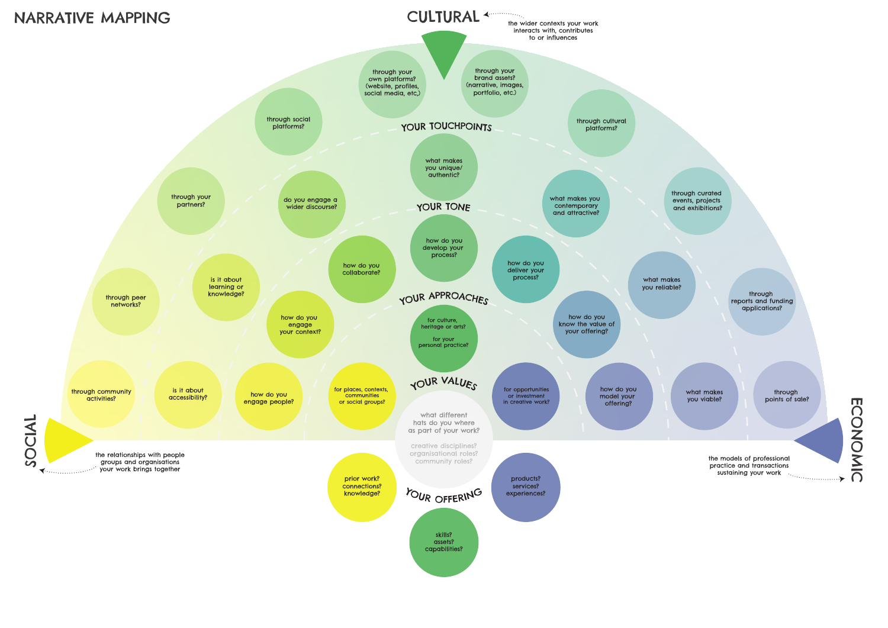# NARRATIVE MAPPING

**CULTURAL** — the wider contexts your work interacts with, contributes to or influences

**SOCIAL** — the relationships with people groups and organisations your work brings together

**ECONOMIC** — the models of professional practice and transactions sustaining your work

## YOUR TOUCHPOINTS

- through your own platforms? (website, profiles, social media, etc.)
- through your brand assets? (narrative, images, portfolio, etc.)
- through social platforms?
- through cultural platforms?
- through your partners?
- through curated events, projects and exhibitions?
- through peer networks?
- through reports and funding applications?
- through community activities?
- through points of sale?

## YOUR TONE

- what makes you unique/ authentic?
- do you engage a wider discourse?
- what makes you contemporary and attractive?
- is it about learning or knowledge?
- what makes you reliable?
- is it about accessibility?
- what makes you viable?

## YOUR APPROACHES

- how do you develop your process?
- how do you collaborate?
- how do you deliver your process?
- how do you engage your context?
- how do you know the value of your offering?
- how do you engage people?
- how do you model your offering?

## YOUR VALUES

- for culture, heritage or arts? for your personal practice?
- for places, contexts, communities or social groups?
- for opportunities or investment in creative work?

what different hats do you where as part of your work?

creative disciplines? organisational roles? community roles?

## YOUR OFFERING

- prior work? connections? knowledge?
- skills? assets? capabilities?
- products? services? experiences?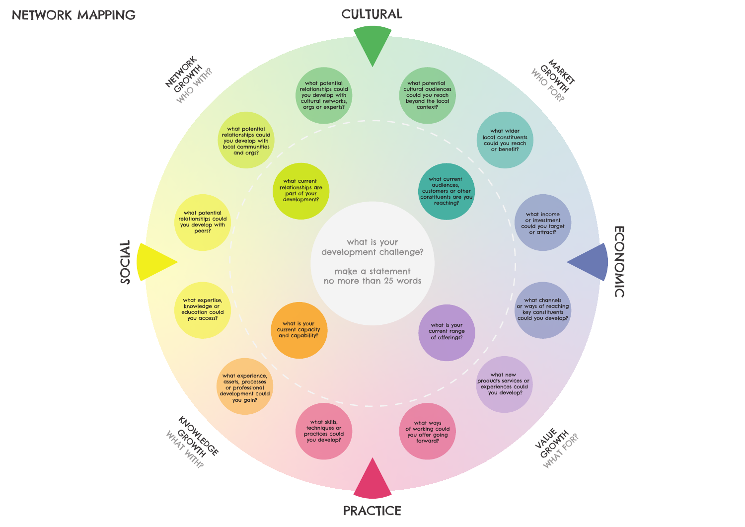# NETWORK MAPPING

## CULTURAL

## ECONOMIC

## PRACTICE

## SOCIAL

**NETWORK GROWTH** WHO WITH?

**MARKET GROWTH** WHO FOR?

**VALUE GROWTH** WHAT FOR?

**KNOWLEDGE GROWTH** WHAT WITH?

what is your development challenge?

make a statement no more than 25 words

- what current relationships are part of your development?
- what current audiences, customers or other constituents are you reaching?
- what is your current range of offerings?
- what is your current capacity and capability?

- what potential relationships could you develop with cultural networks, orgs or experts?
- what potential cultural audiences could you reach beyond the local context?
- what wider local constituents could you reach or benefit?
- what income or investment could you target or attract?
- what channels or ways of reaching key constituents could you develop?
- what new products services or experiences could you develop?
- what ways of working could you offer going forward?
- what skills, techniques or practices could you develop?
- what experience, assets, processes or professional development could you gain?
- what expertise, knowledge or education could you access?
- what potential relationships could you develop with peers?
- what potential relationships could you develop with local communities and orgs?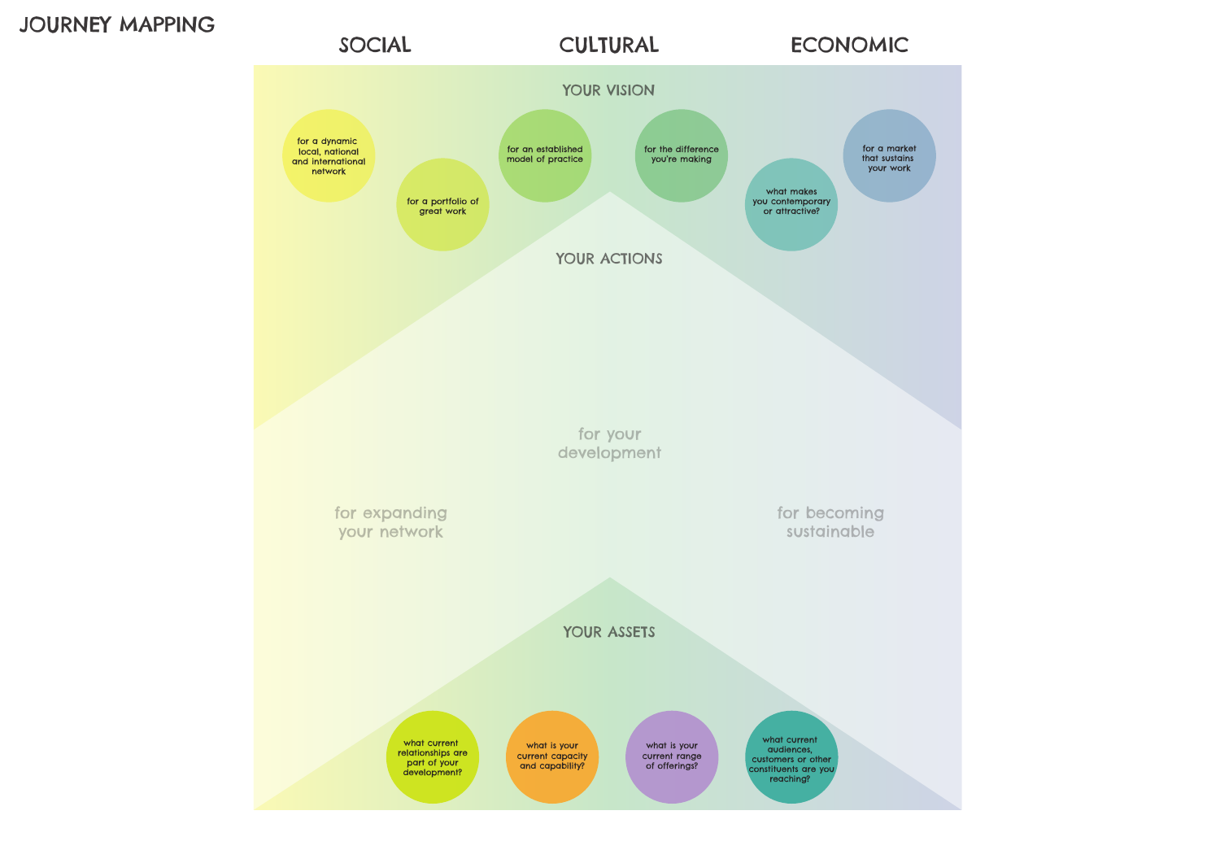# JOURNEY MAPPING

## SOCIAL | CULTURAL | ECONOMIC

### YOUR VISION

- for a dynamic local, national and international network
- for a portfolio of great work
- for an established model of practice
- for the difference you're making
- what makes you contemporary or attractive?
- for a market that sustains your work

### YOUR ACTIONS

- for expanding your network
- for your development
- for becoming sustainable

### YOUR ASSETS

- what current relationships are part of your development?
- what is your current capacity and capability?
- what is your current range of offerings?
- what current audiences, customers or other constituents are you reaching?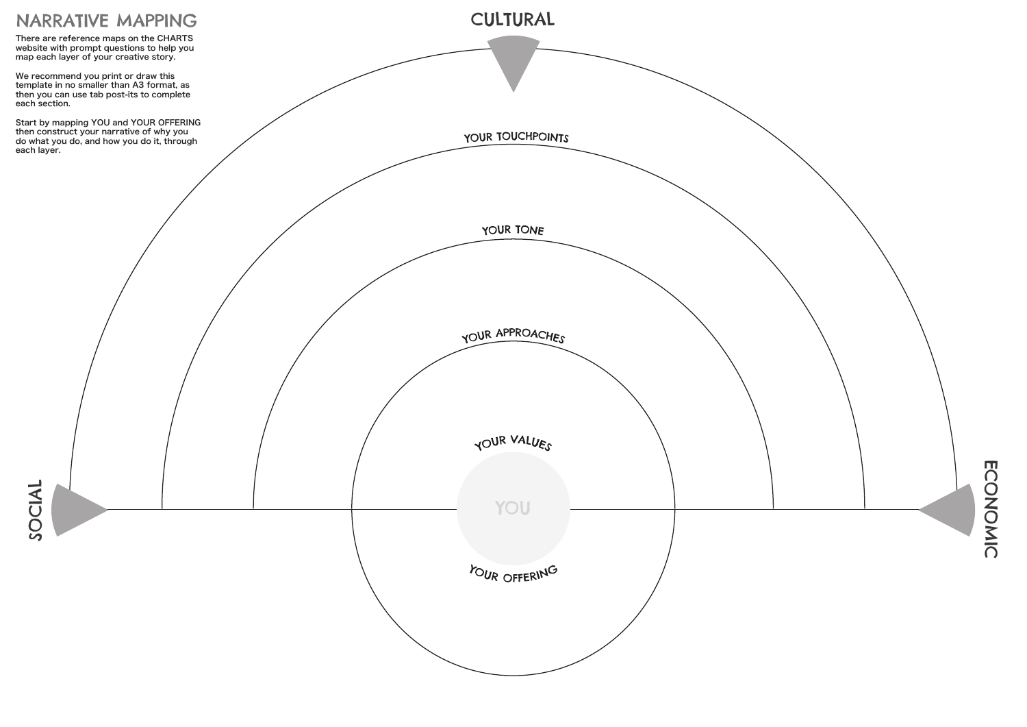# NARRATIVE MAPPING

There are reference maps on the CHARTS website with prompt questions to help you map each layer of your creative story.

We recommend you print or draw this template in no smaller than A3 format, as then you can use tab post-its to complete each section.

Start by mapping YOU and YOUR OFFERING then construct your narrative of why you do what you do, and how you do it, through each layer.

CULTURAL

YOUR TOUCHPOINTS

YOUR TONE

YOUR APPROACHES

YOUR VALUES

SOCIAL

YOU

ECONOMIC

YOUR OFFERING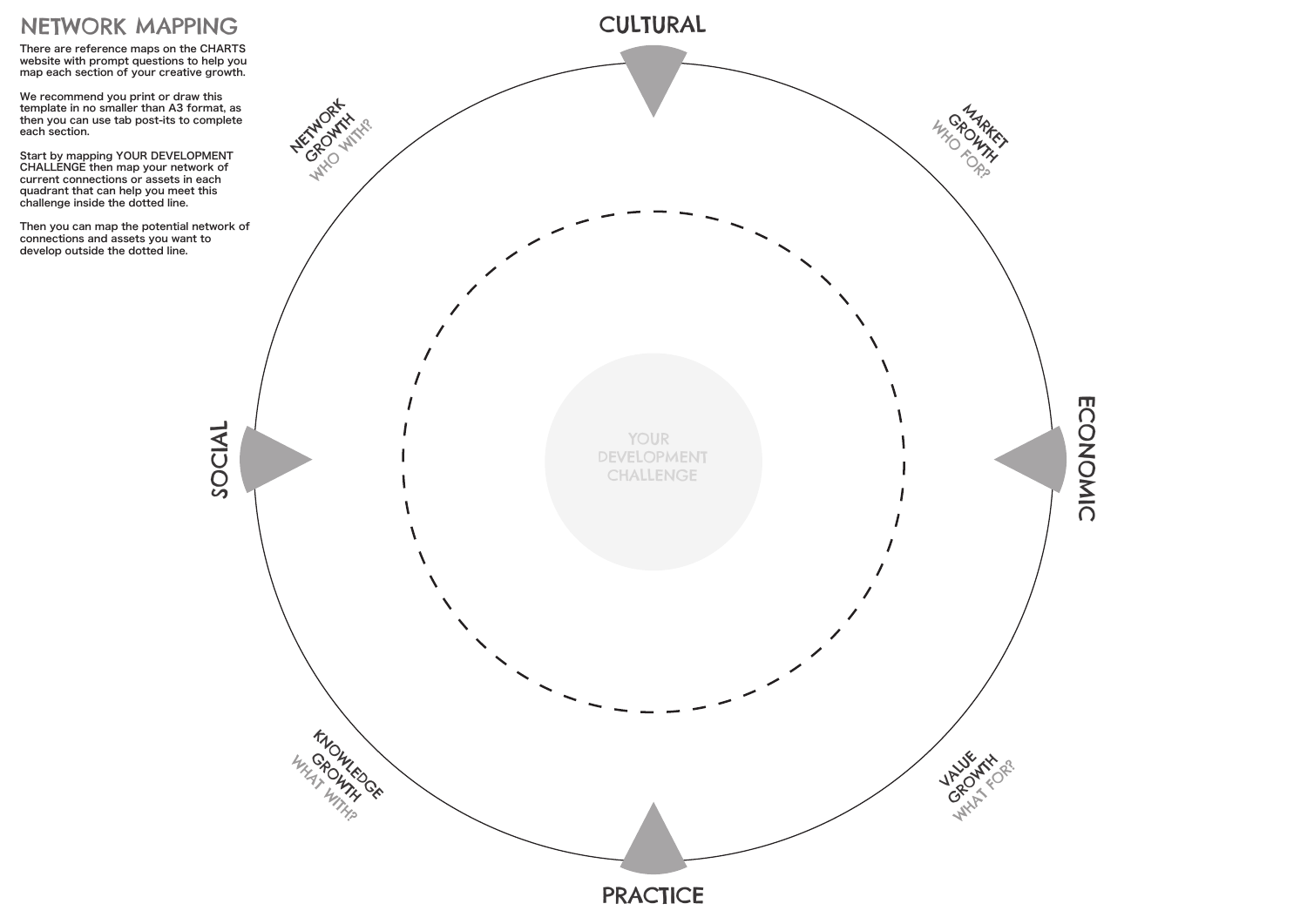# NETWORK MAPPING

There are reference maps on the CHARTS website with prompt questions to help you map each section of your creative growth.

We recommend you print or draw this template in no smaller than A3 format, as then you can use tab post-its to complete each section.

Start by mapping YOUR DEVELOPMENT CHALLENGE then map your network of current connections or assets in each quadrant that can help you meet this challenge inside the dotted line.

Then you can map the potential network of connections and assets you want to develop outside the dotted line.

CULTURAL

NETWORK GROWTH
WHO WITH?

MARKET GROWTH
WHO FOR?

SOCIAL

YOUR DEVELOPMENT CHALLENGE

ECONOMIC

KNOWLEDGE GROWTH
WHAT WITH?

VALUE GROWTH
WHAT FOR?

PRACTICE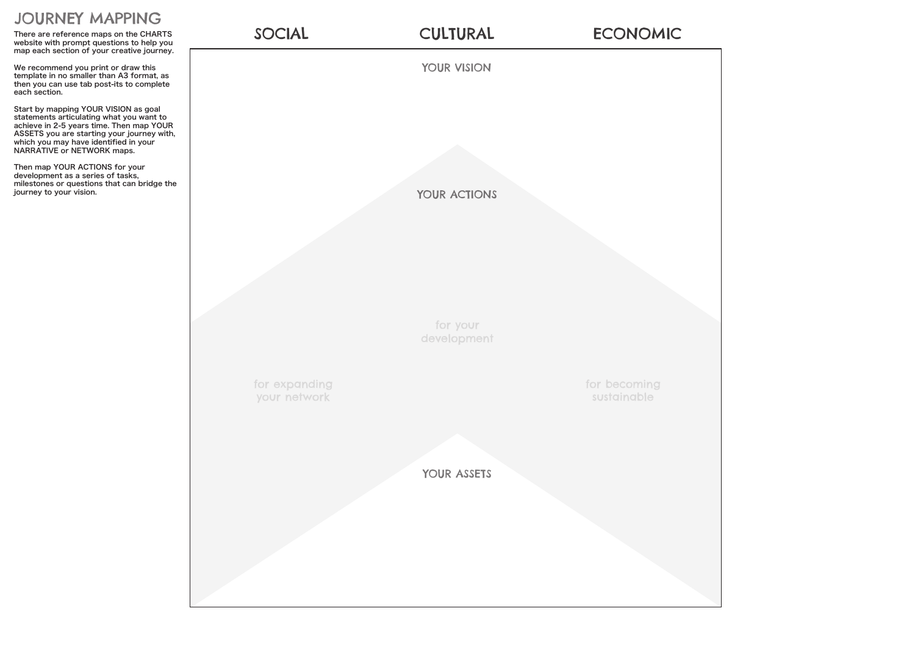# JOURNEY MAPPING

There are reference maps on the CHARTS website with prompt questions to help you map each section of your creative journey.

We recommend you print or draw this template in no smaller than A3 format, as then you can use tab post-its to complete each section.

Start by mapping YOUR VISION as goal statements articulating what you want to achieve in 2-5 years time. Then map YOUR ASSETS you are starting your journey with, which you may have identified in your NARRATIVE or NETWORK maps.

Then map YOUR ACTIONS for your development as a series of tasks, milestones or questions that can bridge the journey to your vision.

SOCIAL

CULTURAL

ECONOMIC

YOUR VISION

YOUR ACTIONS

for your development

for expanding your network

for becoming sustainable

YOUR ASSETS